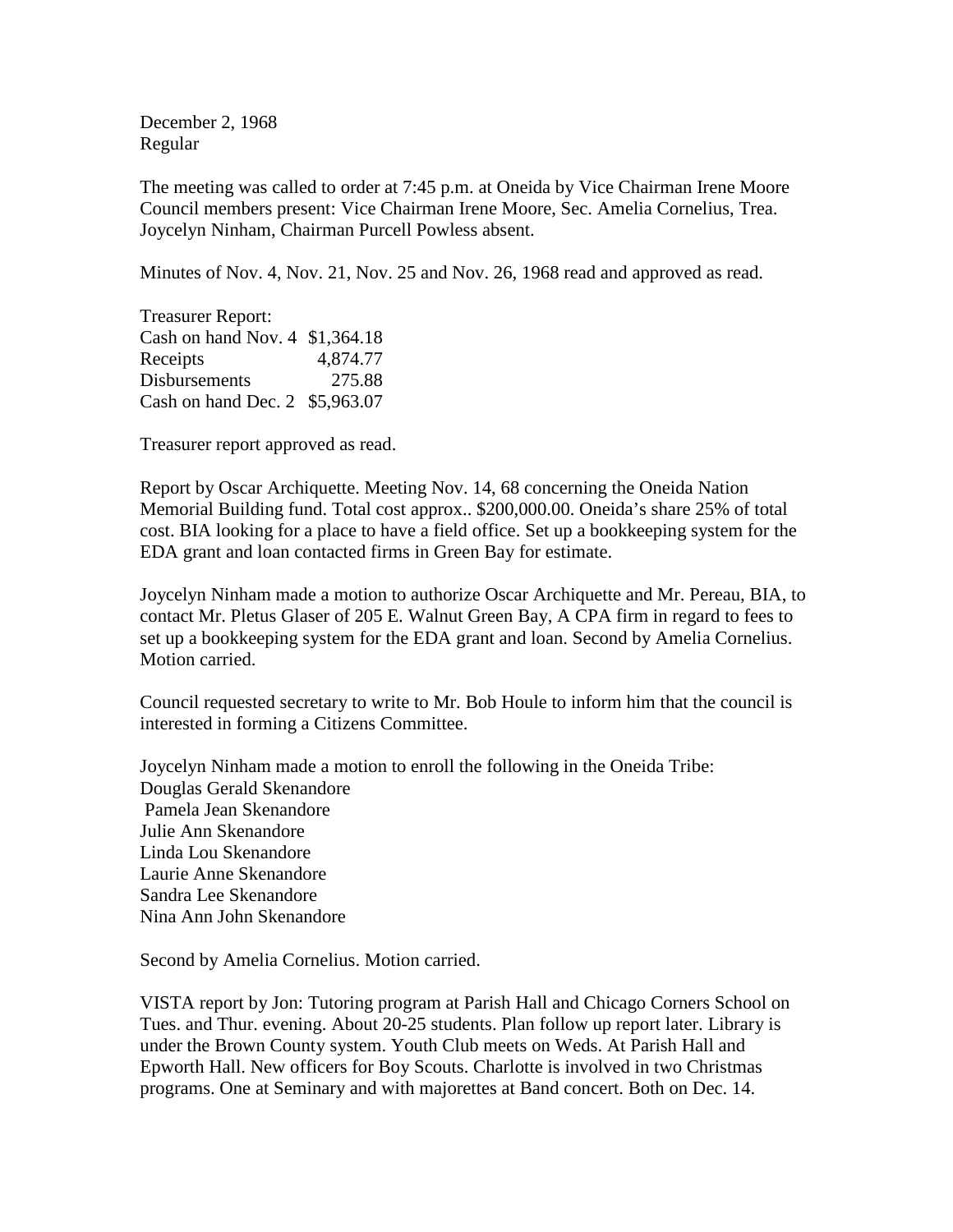December 2, 1968
Regular

The meeting was called to order at 7:45 p.m. at Oneida by Vice Chairman Irene Moore Council members present: Vice Chairman Irene Moore, Sec. Amelia Cornelius, Trea. Joycelyn Ninham, Chairman Purcell Powless absent.

Minutes of Nov. 4, Nov. 21, Nov. 25 and Nov. 26, 1968 read and approved as read.

Treasurer Report:

| | |
|---|---|
| Cash on hand Nov. 4 | $1,364.18 |
| Receipts | 4,874.77 |
| Disbursements | 275.88 |
| Cash on hand Dec. 2 | $5,963.07 |

Treasurer report approved as read.

Report by Oscar Archiquette. Meeting Nov. 14, 68 concerning the Oneida Nation Memorial Building fund. Total cost approx.. $200,000.00. Oneida's share 25% of total cost. BIA looking for a place to have a field office. Set up a bookkeeping system for the EDA grant and loan contacted firms in Green Bay for estimate.

Joycelyn Ninham made a motion to authorize Oscar Archiquette and Mr. Pereau, BIA, to contact Mr. Pletus Glaser of 205 E. Walnut Green Bay, A CPA firm in regard to fees to set up a bookkeeping system for the EDA grant and loan. Second by Amelia Cornelius. Motion carried.

Council requested secretary to write to Mr. Bob Houle to inform him that the council is interested in forming a Citizens Committee.

Joycelyn Ninham made a motion to enroll the following in the Oneida Tribe:
Douglas Gerald Skenandore
Pamela Jean Skenandore
Julie Ann Skenandore
Linda Lou Skenandore
Laurie Anne Skenandore
Sandra Lee Skenandore
Nina Ann John Skenandore

Second by Amelia Cornelius. Motion carried.

VISTA report by Jon: Tutoring program at Parish Hall and Chicago Corners School on Tues. and Thur. evening. About 20-25 students. Plan follow up report later. Library is under the Brown County system. Youth Club meets on Weds. At Parish Hall and Epworth Hall. New officers for Boy Scouts. Charlotte is involved in two Christmas programs. One at Seminary and with majorettes at Band concert. Both on Dec. 14.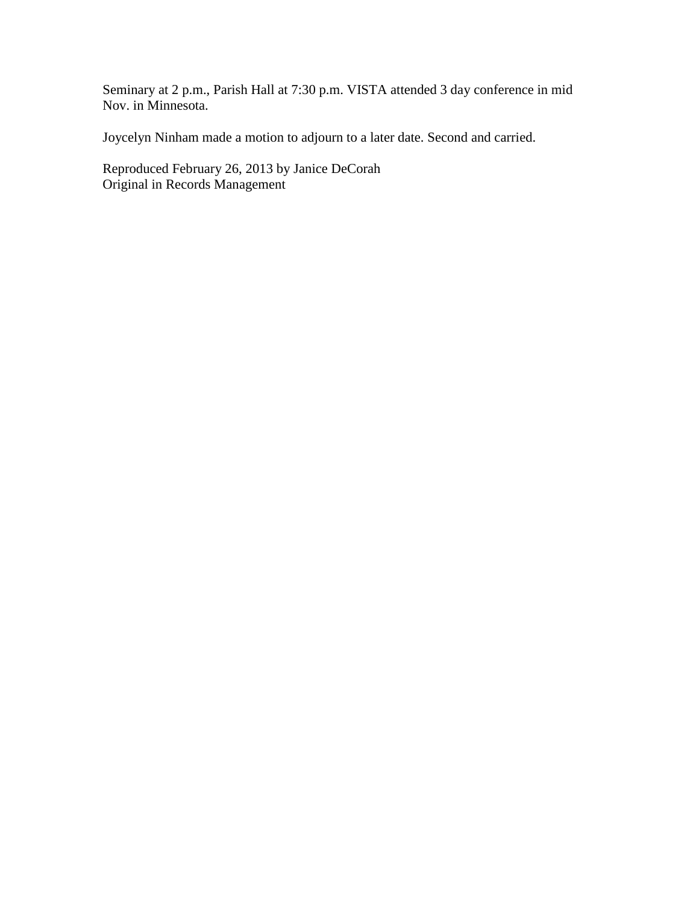Seminary at 2 p.m., Parish Hall at 7:30 p.m. VISTA attended 3 day conference in mid Nov. in Minnesota.

Joycelyn Ninham made a motion to adjourn to a later date. Second and carried.

Reproduced February 26, 2013 by Janice DeCorah
Original in Records Management